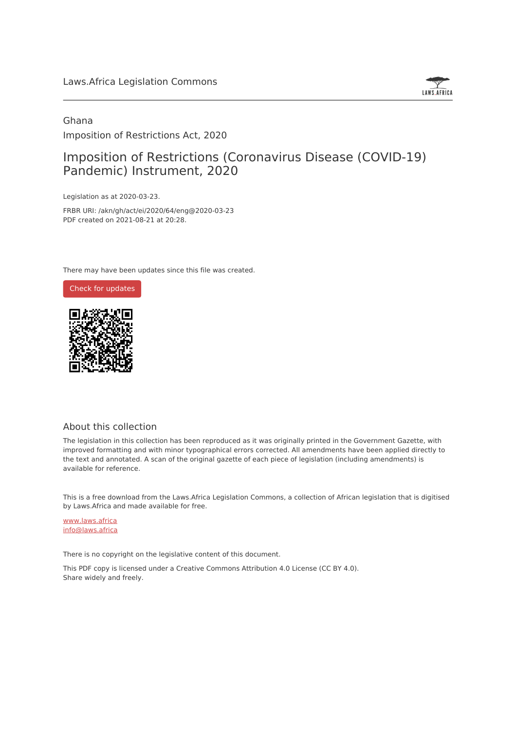Laws.Africa Legislation Commons

Ghana

Imposition of Restrictions Act, 2020

# Imposition of Restrictions (Coronavirus Disease (COVID-19) Pandemic) Instrument, 2020

Legislation as at 2020-03-23.

FRBR URI: /akn/gh/act/ei/2020/64/eng@2020-03-23

PDF created on 2021-08-21 at 20:28.

There may have been updates since this file was created.

Check for updates

## About this collection

The legislation in this collection has been reproduced as it was originally printed in the Government Gazette, with improved formatting and with minor typographical errors corrected. All amendments have been applied directly to the text and annotated. A scan of the original gazette of each piece of legislation (including amendments) is available for reference.

This is a free download from the Laws.Africa Legislation Commons, a collection of African legislation that is digitised by Laws.Africa and made available for free.

www.laws.africa

info@laws.africa

There is no copyright on the legislative content of this document.

This PDF copy is licensed under a Creative Commons Attribution 4.0 License (CC BY 4.0). Share widely and freely.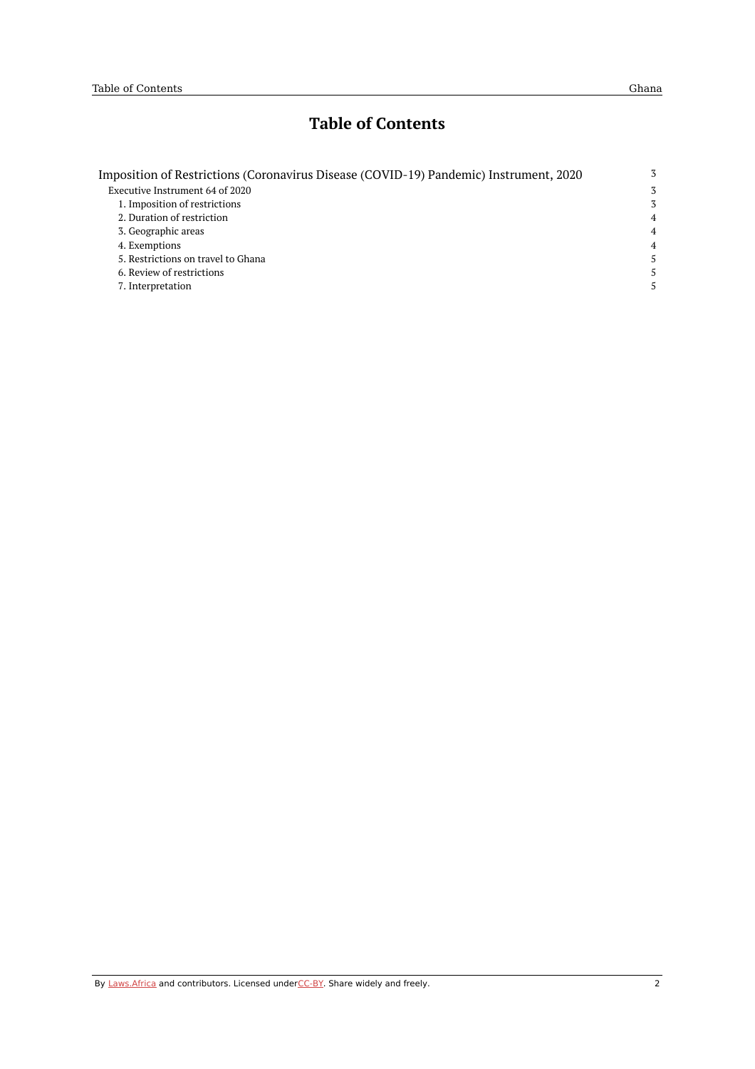# Table of Contents

| | |
|---|---|
| Imposition of Restrictions (Coronavirus Disease (COVID-19) Pandemic) Instrument, 2020 | 3 |
| Executive Instrument 64 of 2020 | 3 |
| 1. Imposition of restrictions | 3 |
| 2. Duration of restriction | 4 |
| 3. Geographic areas | 4 |
| 4. Exemptions | 4 |
| 5. Restrictions on travel to Ghana | 5 |
| 6. Review of restrictions | 5 |
| 7. Interpretation | 5 |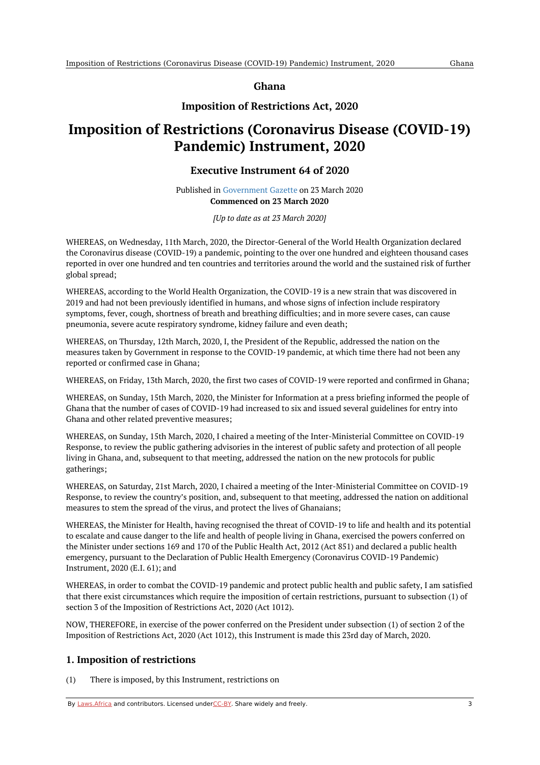# Ghana

## Imposition of Restrictions Act, 2020

# Imposition of Restrictions (Coronavirus Disease (COVID-19) Pandemic) Instrument, 2020

## Executive Instrument 64 of 2020

Published in Government Gazette on 23 March 2020
**Commenced on 23 March 2020**

*[Up to date as at 23 March 2020]*

WHEREAS, on Wednesday, 11th March, 2020, the Director-General of the World Health Organization declared the Coronavirus disease (COVID-19) a pandemic, pointing to the over one hundred and eighteen thousand cases reported in over one hundred and ten countries and territories around the world and the sustained risk of further global spread;

WHEREAS, according to the World Health Organization, the COVID-19 is a new strain that was discovered in 2019 and had not been previously identified in humans, and whose signs of infection include respiratory symptoms, fever, cough, shortness of breath and breathing difficulties; and in more severe cases, can cause pneumonia, severe acute respiratory syndrome, kidney failure and even death;

WHEREAS, on Thursday, 12th March, 2020, I, the President of the Republic, addressed the nation on the measures taken by Government in response to the COVID-19 pandemic, at which time there had not been any reported or confirmed case in Ghana;

WHEREAS, on Friday, 13th March, 2020, the first two cases of COVID-19 were reported and confirmed in Ghana;

WHEREAS, on Sunday, 15th March, 2020, the Minister for Information at a press briefing informed the people of Ghana that the number of cases of COVID-19 had increased to six and issued several guidelines for entry into Ghana and other related preventive measures;

WHEREAS, on Sunday, 15th March, 2020, I chaired a meeting of the Inter-Ministerial Committee on COVID-19 Response, to review the public gathering advisories in the interest of public safety and protection of all people living in Ghana, and, subsequent to that meeting, addressed the nation on the new protocols for public gatherings;

WHEREAS, on Saturday, 21st March, 2020, I chaired a meeting of the Inter-Ministerial Committee on COVID-19 Response, to review the country's position, and, subsequent to that meeting, addressed the nation on additional measures to stem the spread of the virus, and protect the lives of Ghanaians;

WHEREAS, the Minister for Health, having recognised the threat of COVID-19 to life and health and its potential to escalate and cause danger to the life and health of people living in Ghana, exercised the powers conferred on the Minister under sections 169 and 170 of the Public Health Act, 2012 (Act 851) and declared a public health emergency, pursuant to the Declaration of Public Health Emergency (Coronavirus COVID-19 Pandemic) Instrument, 2020 (E.I. 61); and

WHEREAS, in order to combat the COVID-19 pandemic and protect public health and public safety, I am satisfied that there exist circumstances which require the imposition of certain restrictions, pursuant to subsection (1) of section 3 of the Imposition of Restrictions Act, 2020 (Act 1012).

NOW, THEREFORE, in exercise of the power conferred on the President under subsection (1) of section 2 of the Imposition of Restrictions Act, 2020 (Act 1012), this Instrument is made this 23rd day of March, 2020.

### 1. Imposition of restrictions

(1) There is imposed, by this Instrument, restrictions on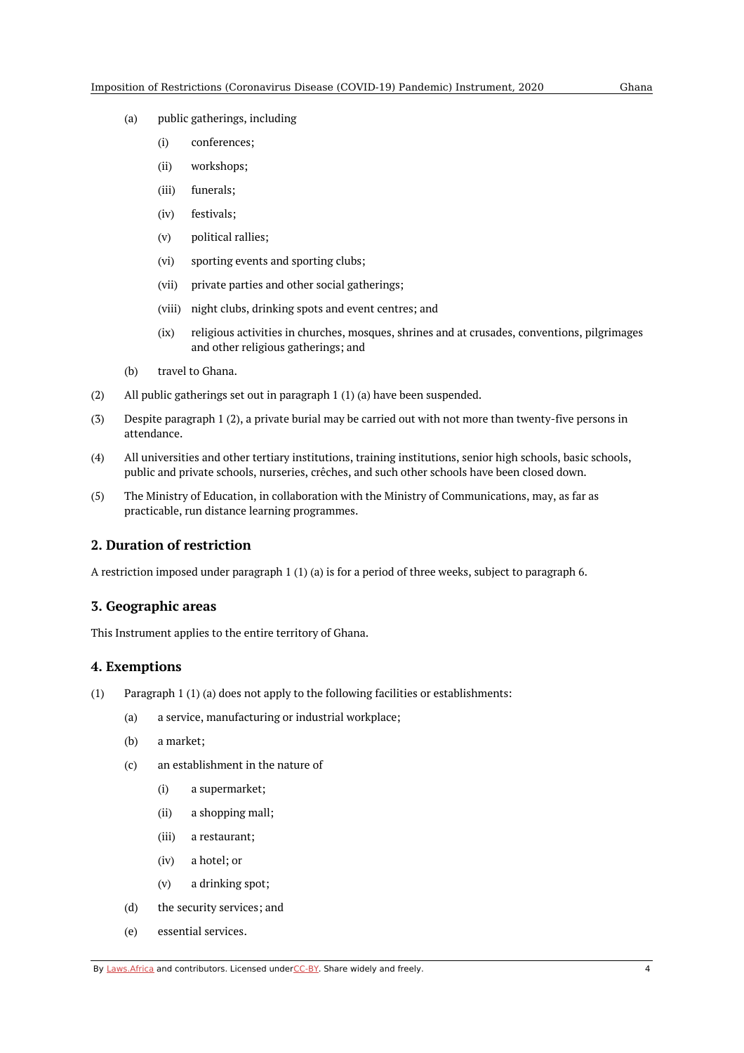- (a) public gatherings, including
  - (i) conferences;
  - (ii) workshops;
  - (iii) funerals;
  - (iv) festivals;
  - (v) political rallies;
  - (vi) sporting events and sporting clubs;
  - (vii) private parties and other social gatherings;
  - (viii) night clubs, drinking spots and event centres; and
  - (ix) religious activities in churches, mosques, shrines and at crusades, conventions, pilgrimages and other religious gatherings; and
- (b) travel to Ghana.

(2) All public gatherings set out in paragraph 1 (1) (a) have been suspended.

(3) Despite paragraph 1 (2), a private burial may be carried out with not more than twenty-five persons in attendance.

(4) All universities and other tertiary institutions, training institutions, senior high schools, basic schools, public and private schools, nurseries, crêches, and such other schools have been closed down.

(5) The Ministry of Education, in collaboration with the Ministry of Communications, may, as far as practicable, run distance learning programmes.

## 2. Duration of restriction

A restriction imposed under paragraph 1 (1) (a) is for a period of three weeks, subject to paragraph 6.

## 3. Geographic areas

This Instrument applies to the entire territory of Ghana.

## 4. Exemptions

(1) Paragraph 1 (1) (a) does not apply to the following facilities or establishments:

- (a) a service, manufacturing or industrial workplace;
- (b) a market;
- (c) an establishment in the nature of
  - (i) a supermarket;
  - (ii) a shopping mall;
  - (iii) a restaurant;
  - (iv) a hotel; or
  - (v) a drinking spot;
- (d) the security services; and
- (e) essential services.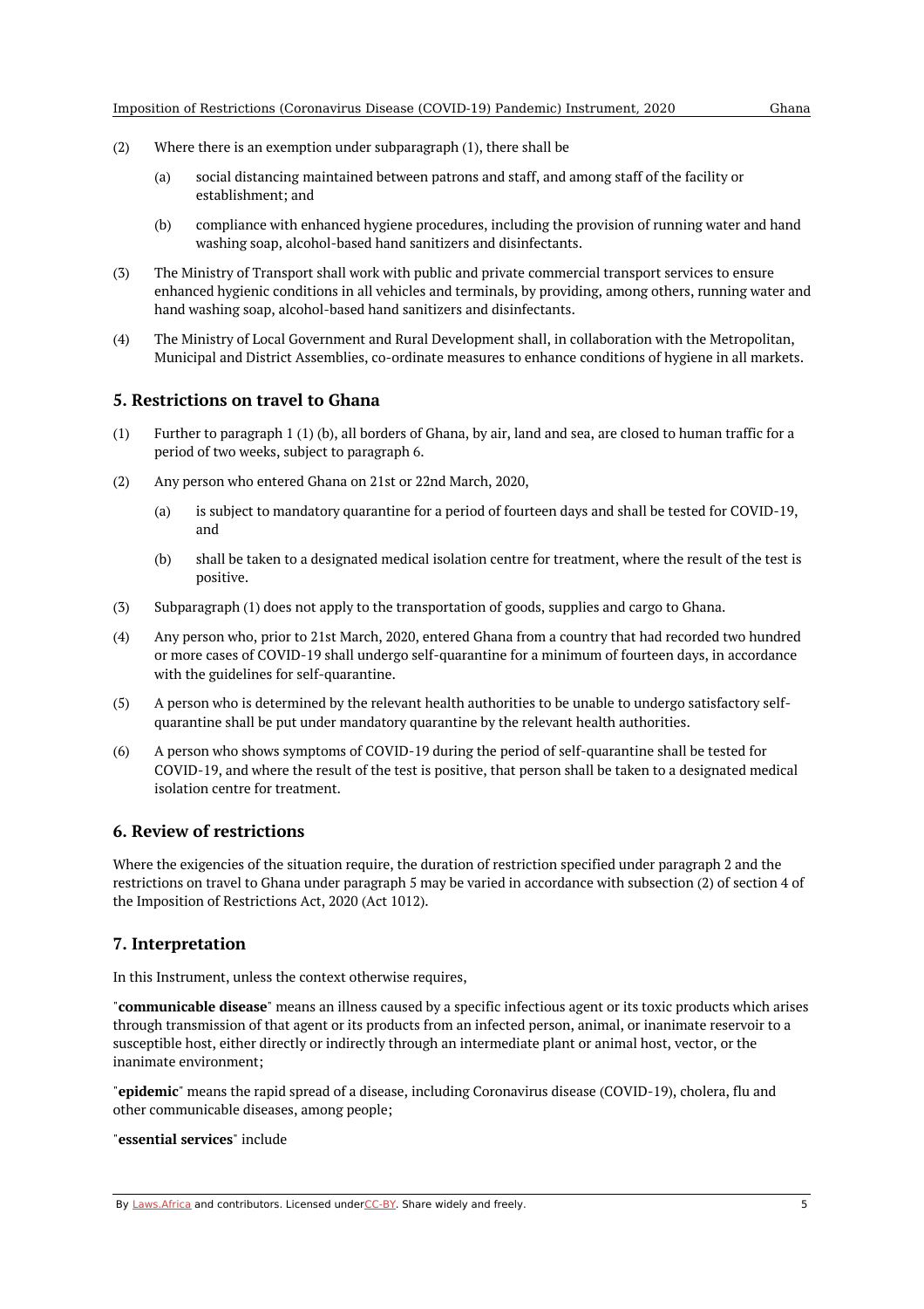(2) Where there is an exemption under subparagraph (1), there shall be

(a) social distancing maintained between patrons and staff, and among staff of the facility or establishment; and

(b) compliance with enhanced hygiene procedures, including the provision of running water and hand washing soap, alcohol-based hand sanitizers and disinfectants.

(3) The Ministry of Transport shall work with public and private commercial transport services to ensure enhanced hygienic conditions in all vehicles and terminals, by providing, among others, running water and hand washing soap, alcohol-based hand sanitizers and disinfectants.

(4) The Ministry of Local Government and Rural Development shall, in collaboration with the Metropolitan, Municipal and District Assemblies, co-ordinate measures to enhance conditions of hygiene in all markets.

## 5. Restrictions on travel to Ghana

(1) Further to paragraph 1 (1) (b), all borders of Ghana, by air, land and sea, are closed to human traffic for a period of two weeks, subject to paragraph 6.

(2) Any person who entered Ghana on 21st or 22nd March, 2020,

(a) is subject to mandatory quarantine for a period of fourteen days and shall be tested for COVID-19, and

(b) shall be taken to a designated medical isolation centre for treatment, where the result of the test is positive.

(3) Subparagraph (1) does not apply to the transportation of goods, supplies and cargo to Ghana.

(4) Any person who, prior to 21st March, 2020, entered Ghana from a country that had recorded two hundred or more cases of COVID-19 shall undergo self-quarantine for a minimum of fourteen days, in accordance with the guidelines for self-quarantine.

(5) A person who is determined by the relevant health authorities to be unable to undergo satisfactory self-quarantine shall be put under mandatory quarantine by the relevant health authorities.

(6) A person who shows symptoms of COVID-19 during the period of self-quarantine shall be tested for COVID-19, and where the result of the test is positive, that person shall be taken to a designated medical isolation centre for treatment.

## 6. Review of restrictions

Where the exigencies of the situation require, the duration of restriction specified under paragraph 2 and the restrictions on travel to Ghana under paragraph 5 may be varied in accordance with subsection (2) of section 4 of the Imposition of Restrictions Act, 2020 (Act 1012).

## 7. Interpretation

In this Instrument, unless the context otherwise requires,

"**communicable disease**" means an illness caused by a specific infectious agent or its toxic products which arises through transmission of that agent or its products from an infected person, animal, or inanimate reservoir to a susceptible host, either directly or indirectly through an intermediate plant or animal host, vector, or the inanimate environment;

"**epidemic**" means the rapid spread of a disease, including Coronavirus disease (COVID-19), cholera, flu and other communicable diseases, among people;

"**essential services**" include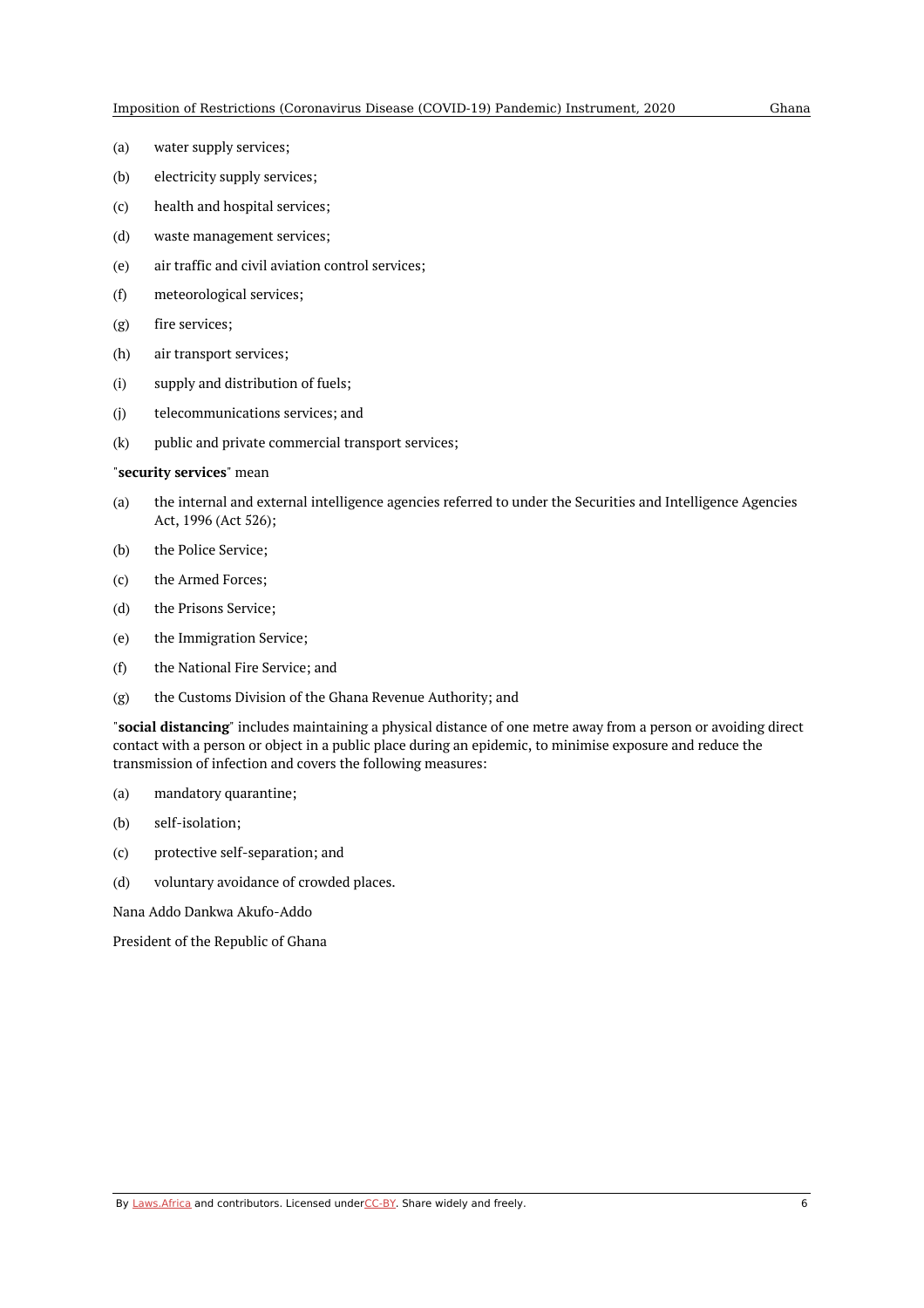(a) water supply services;

(b) electricity supply services;

(c) health and hospital services;

(d) waste management services;

(e) air traffic and civil aviation control services;

(f) meteorological services;

(g) fire services;

(h) air transport services;

(i) supply and distribution of fuels;

(j) telecommunications services; and

(k) public and private commercial transport services;

"**security services**" mean

(a) the internal and external intelligence agencies referred to under the Securities and Intelligence Agencies Act, 1996 (Act 526);

(b) the Police Service;

(c) the Armed Forces;

(d) the Prisons Service;

(e) the Immigration Service;

(f) the National Fire Service; and

(g) the Customs Division of the Ghana Revenue Authority; and

"**social distancing**" includes maintaining a physical distance of one metre away from a person or avoiding direct contact with a person or object in a public place during an epidemic, to minimise exposure and reduce the transmission of infection and covers the following measures:

(a) mandatory quarantine;

(b) self-isolation;

(c) protective self-separation; and

(d) voluntary avoidance of crowded places.

Nana Addo Dankwa Akufo-Addo

President of the Republic of Ghana